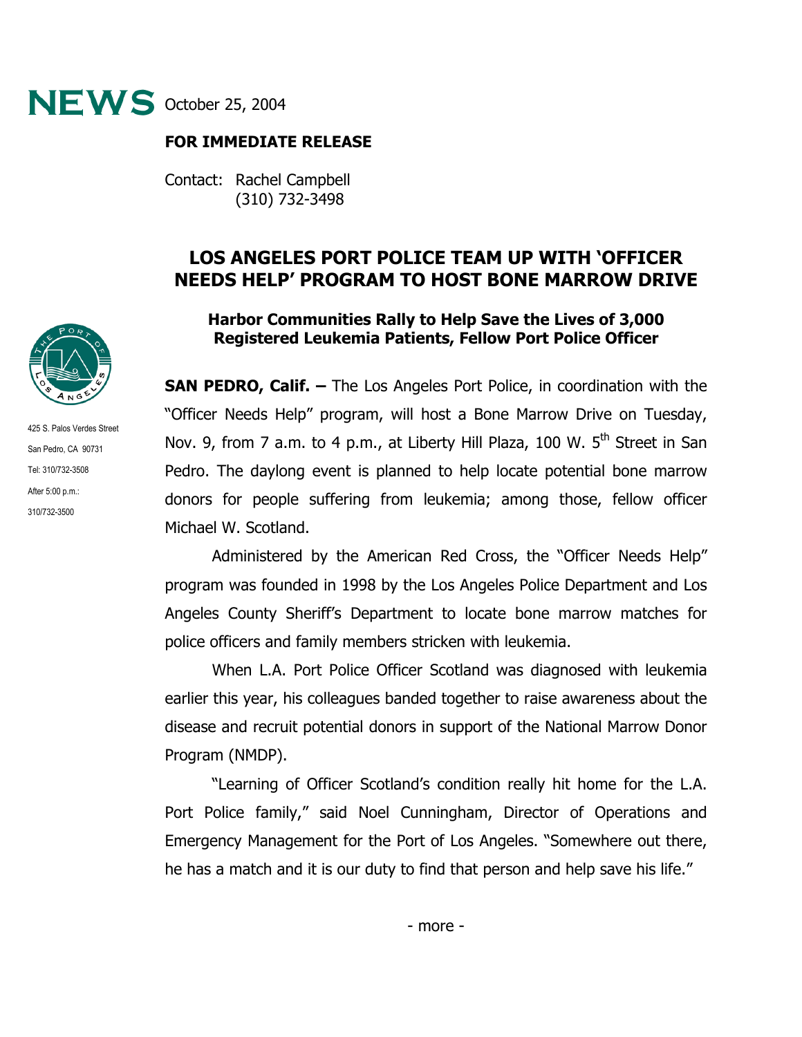**NEWS** October 25, 2004

**FOR IMMEDIATE RELEASE**

Contact: Rachel Campbell
(310) 732-3498

425 S. Palos Verdes Street
San Pedro, CA 90731
Tel: 310/732-3508
After 5:00 p.m.:
310/732-3500

# LOS ANGELES PORT POLICE TEAM UP WITH 'OFFICER NEEDS HELP' PROGRAM TO HOST BONE MARROW DRIVE

## Harbor Communities Rally to Help Save the Lives of 3,000 Registered Leukemia Patients, Fellow Port Police Officer

**SAN PEDRO, Calif. –** The Los Angeles Port Police, in coordination with the "Officer Needs Help" program, will host a Bone Marrow Drive on Tuesday, Nov. 9, from 7 a.m. to 4 p.m., at Liberty Hill Plaza, 100 W. 5th Street in San Pedro. The daylong event is planned to help locate potential bone marrow donors for people suffering from leukemia; among those, fellow officer Michael W. Scotland.

Administered by the American Red Cross, the "Officer Needs Help" program was founded in 1998 by the Los Angeles Police Department and Los Angeles County Sheriff's Department to locate bone marrow matches for police officers and family members stricken with leukemia.

When L.A. Port Police Officer Scotland was diagnosed with leukemia earlier this year, his colleagues banded together to raise awareness about the disease and recruit potential donors in support of the National Marrow Donor Program (NMDP).

"Learning of Officer Scotland's condition really hit home for the L.A. Port Police family," said Noel Cunningham, Director of Operations and Emergency Management for the Port of Los Angeles. "Somewhere out there, he has a match and it is our duty to find that person and help save his life."

- more -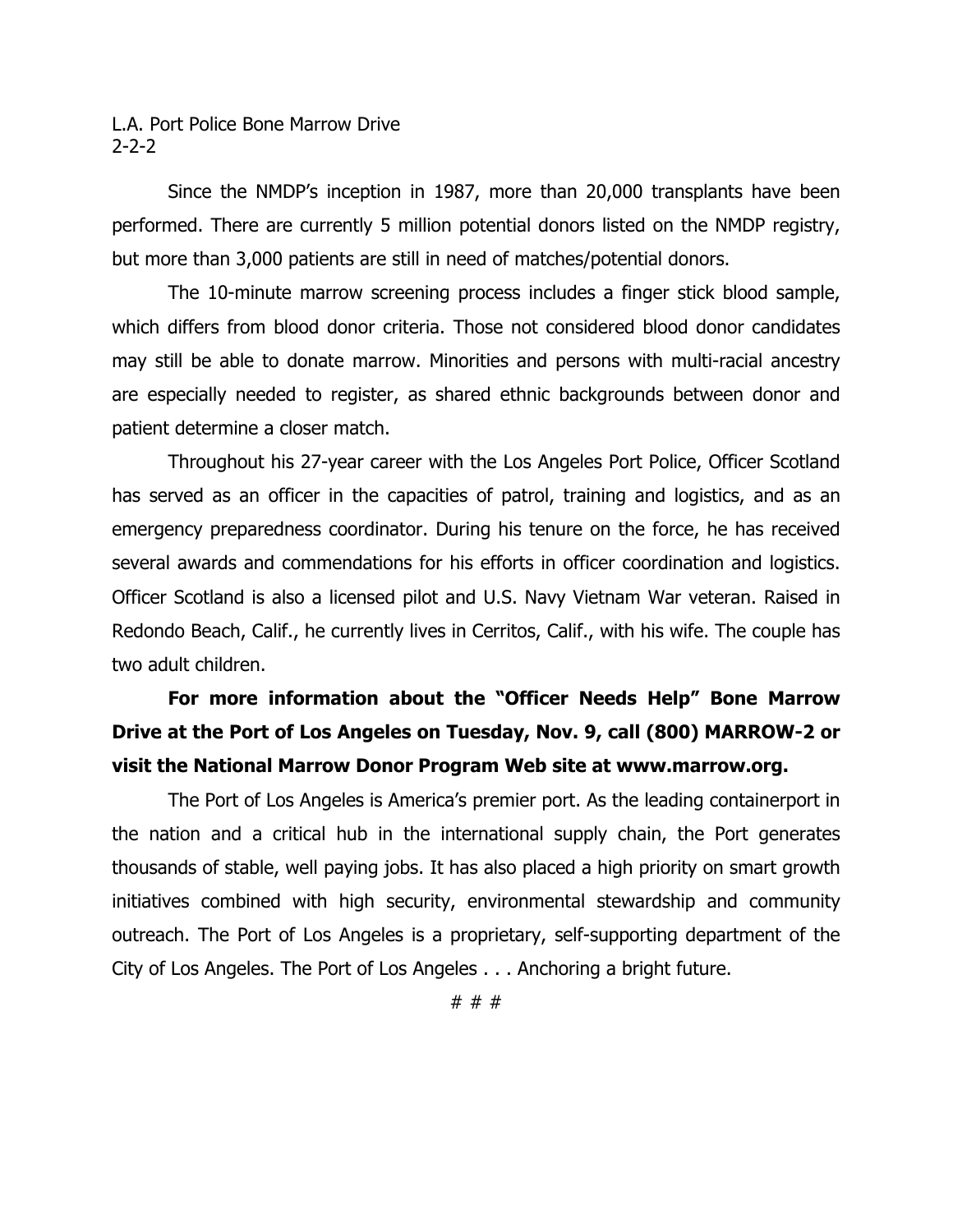Since the NMDP's inception in 1987, more than 20,000 transplants have been performed. There are currently 5 million potential donors listed on the NMDP registry, but more than 3,000 patients are still in need of matches/potential donors.

The 10-minute marrow screening process includes a finger stick blood sample, which differs from blood donor criteria. Those not considered blood donor candidates may still be able to donate marrow. Minorities and persons with multi-racial ancestry are especially needed to register, as shared ethnic backgrounds between donor and patient determine a closer match.

Throughout his 27-year career with the Los Angeles Port Police, Officer Scotland has served as an officer in the capacities of patrol, training and logistics, and as an emergency preparedness coordinator. During his tenure on the force, he has received several awards and commendations for his efforts in officer coordination and logistics. Officer Scotland is also a licensed pilot and U.S. Navy Vietnam War veteran. Raised in Redondo Beach, Calif., he currently lives in Cerritos, Calif., with his wife. The couple has two adult children.

**For more information about the "Officer Needs Help" Bone Marrow Drive at the Port of Los Angeles on Tuesday, Nov. 9, call (800) MARROW-2 or visit the National Marrow Donor Program Web site at www.marrow.org.**

The Port of Los Angeles is America's premier port. As the leading containerport in the nation and a critical hub in the international supply chain, the Port generates thousands of stable, well paying jobs. It has also placed a high priority on smart growth initiatives combined with high security, environmental stewardship and community outreach. The Port of Los Angeles is a proprietary, self-supporting department of the City of Los Angeles. The Port of Los Angeles . . . Anchoring a bright future.

# # #